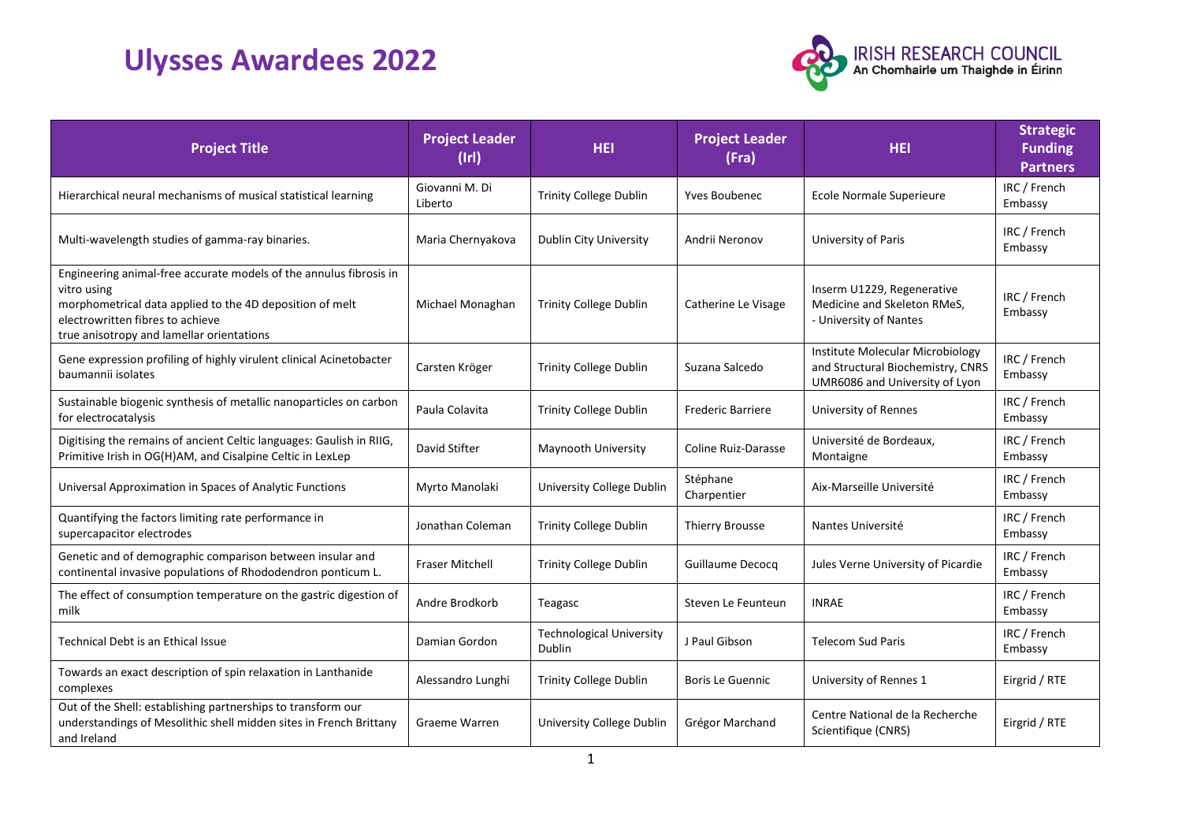# Ulysses Awardees 2022

| Project Title | Project Leader (Irl) | HEI | Project Leader (Fra) | HEI | Strategic Funding Partners |
| --- | --- | --- | --- | --- | --- |
| Hierarchical neural mechanisms of musical statistical learning | Giovanni M. Di Liberto | Trinity College Dublin | Yves Boubenec | Ecole Normale Superieure | IRC / French Embassy |
| Multi-wavelength studies of gamma-ray binaries. | Maria Chernyakova | Dublin City University | Andrii Neronov | University of Paris | IRC / French Embassy |
| Engineering animal-free accurate models of the annulus fibrosis in vitro using morphometrical data applied to the 4D deposition of melt electrowritten fibres to achieve true anisotropy and lamellar orientations | Michael Monaghan | Trinity College Dublin | Catherine Le Visage | Inserm U1229, Regenerative Medicine and Skeleton RMeS, - University of Nantes | IRC / French Embassy |
| Gene expression profiling of highly virulent clinical Acinetobacter baumannii isolates | Carsten Kröger | Trinity College Dublin | Suzana Salcedo | Institute Molecular Microbiology and Structural Biochemistry, CNRS UMR6086 and University of Lyon | IRC / French Embassy |
| Sustainable biogenic synthesis of metallic nanoparticles on carbon for electrocatalysis | Paula Colavita | Trinity College Dublin | Frederic Barriere | University of Rennes | IRC / French Embassy |
| Digitising the remains of ancient Celtic languages: Gaulish in RIIG, Primitive Irish in OG(H)AM, and Cisalpine Celtic in LexLep | David Stifter | Maynooth University | Coline Ruiz-Darasse | Université de Bordeaux, Montaigne | IRC / French Embassy |
| Universal Approximation in Spaces of Analytic Functions | Myrto Manolaki | University College Dublin | Stéphane Charpentier | Aix-Marseille Université | IRC / French Embassy |
| Quantifying the factors limiting rate performance in supercapacitor electrodes | Jonathan Coleman | Trinity College Dublin | Thierry Brousse | Nantes Université | IRC / French Embassy |
| Genetic and of demographic comparison between insular and continental invasive populations of Rhododendron ponticum L. | Fraser Mitchell | Trinity College Dublin | Guillaume Decocq | Jules Verne University of Picardie | IRC / French Embassy |
| The effect of consumption temperature on the gastric digestion of milk | Andre Brodkorb | Teagasc | Steven Le Feunteun | INRAE | IRC / French Embassy |
| Technical Debt is an Ethical Issue | Damian Gordon | Technological University Dublin | J Paul Gibson | Telecom Sud Paris | IRC / French Embassy |
| Towards an exact description of spin relaxation in Lanthanide complexes | Alessandro Lunghi | Trinity College Dublin | Boris Le Guennic | University of Rennes 1 | Eirgrid / RTE |
| Out of the Shell: establishing partnerships to transform our understandings of Mesolithic shell midden sites in French Brittany and Ireland | Graeme Warren | University College Dublin | Grégor Marchand | Centre National de la Recherche Scientifique (CNRS) | Eirgrid / RTE |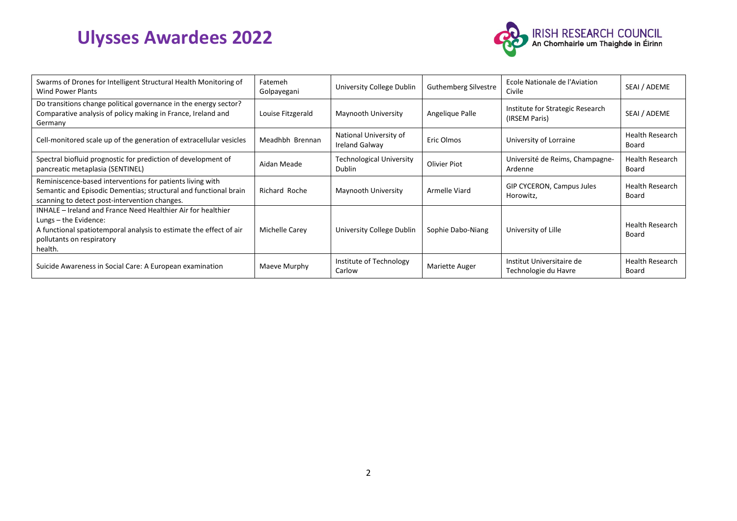# Ulysses Awardees 2022

| | | | | | |
|---|---|---|---|---|---|
| Swarms of Drones for Intelligent Structural Health Monitoring of Wind Power Plants | Fatemeh Golpayegani | University College Dublin | Guthemberg Silvestre | Ecole Nationale de l'Aviation Civile | SEAI / ADEME |
| Do transitions change political governance in the energy sector? Comparative analysis of policy making in France, Ireland and Germany | Louise Fitzgerald | Maynooth University | Angelique Palle | Institute for Strategic Research (IRSEM Paris) | SEAI / ADEME |
| Cell-monitored scale up of the generation of extracellular vesicles | Meadhbh Brennan | National University of Ireland Galway | Eric Olmos | University of Lorraine | Health Research Board |
| Spectral biofluid prognostic for prediction of development of pancreatic metaplasia (SENTINEL) | Aidan Meade | Technological University Dublin | Olivier Piot | Université de Reims, Champagne-Ardenne | Health Research Board |
| Reminiscence-based interventions for patients living with Semantic and Episodic Dementias; structural and functional brain scanning to detect post-intervention changes. | Richard Roche | Maynooth University | Armelle Viard | GIP CYCERON, Campus Jules Horowitz, | Health Research Board |
| INHALE – Ireland and France Need Healthier Air for healthier Lungs – the Evidence: A functional spatiotemporal analysis to estimate the effect of air pollutants on respiratory health. | Michelle Carey | University College Dublin | Sophie Dabo-Niang | University of Lille | Health Research Board |
| Suicide Awareness in Social Care: A European examination | Maeve Murphy | Institute of Technology Carlow | Mariette Auger | Institut Universitaire de Technologie du Havre | Health Research Board |